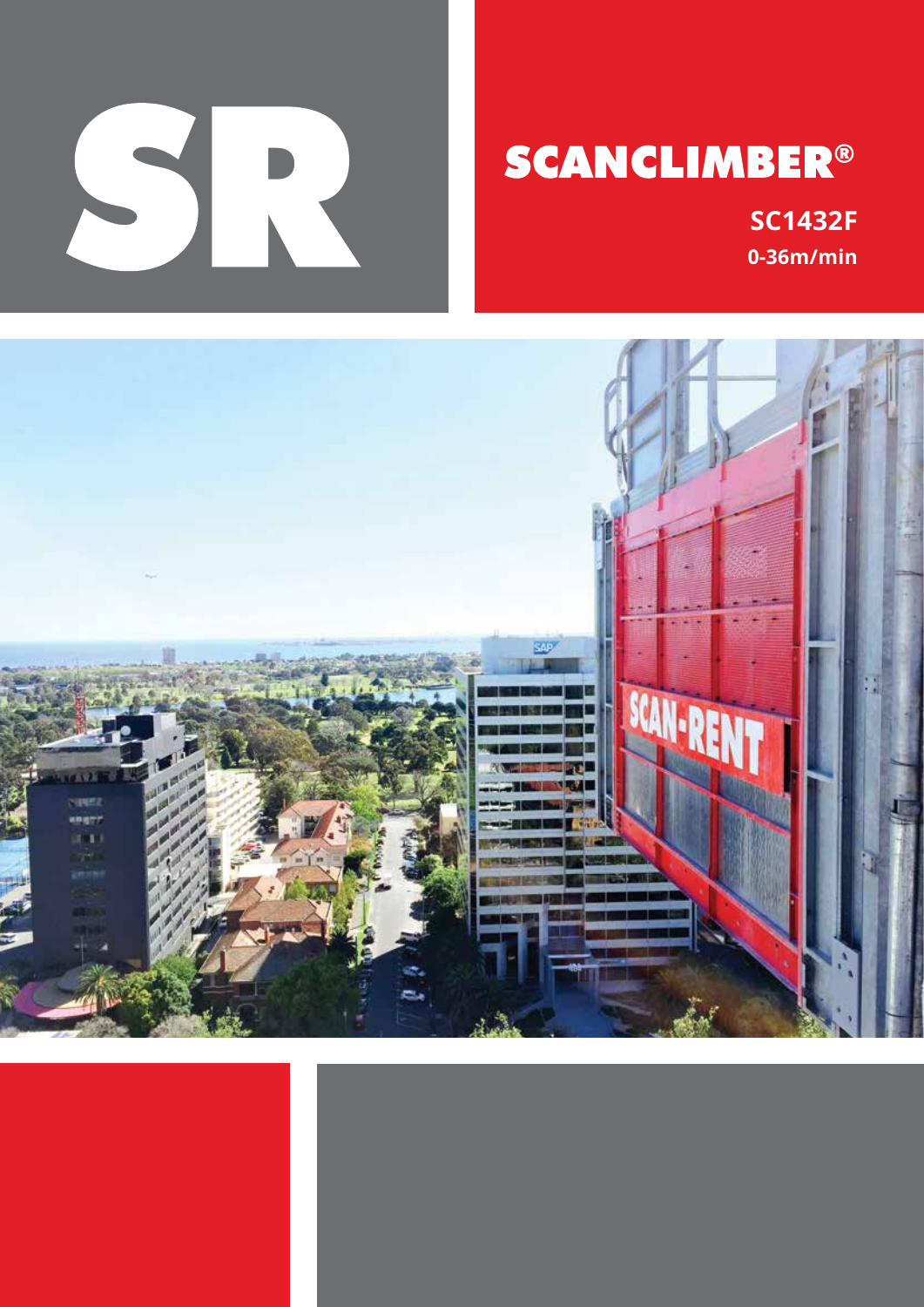# SR

## SCANCLIMBER®

**SC1432F**

**0-36m/min**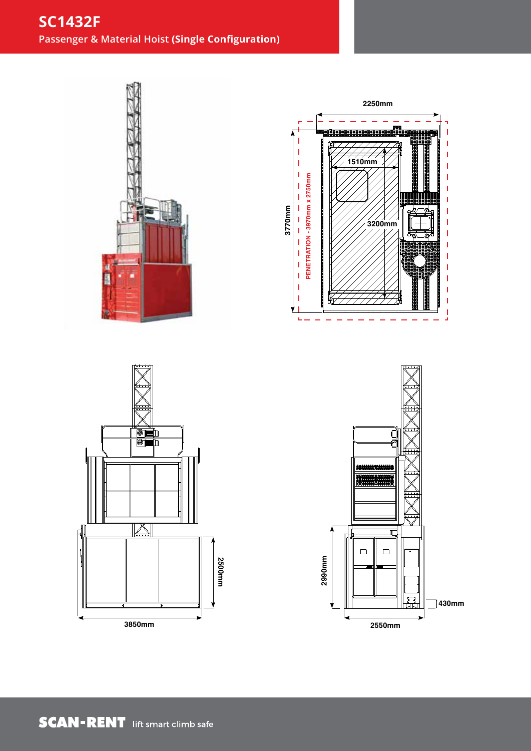# SC1432F

Passenger & Material Hoist **(Single Configuration)**

2250mm

1510mm

3200mm

3770mm

PENETRATION - 3970mm x 2750mm

2500mm

3850mm

2990mm

430mm

2550mm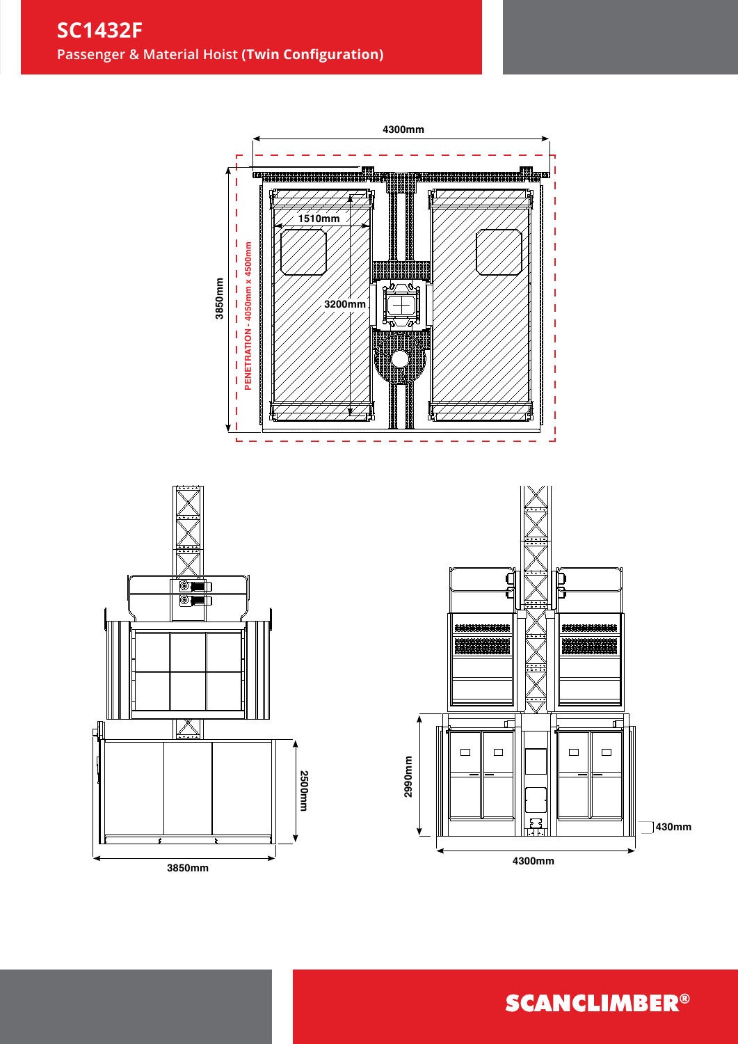# SC1432F

## Passenger & Material Hoist **(Twin Configuration)**

4300mm

1510mm

3850mm

PENETRATION - 4050mm x 4500mm

3200mm

2500mm

3850mm

2990mm

430mm

4300mm

**SCANCLIMBER®**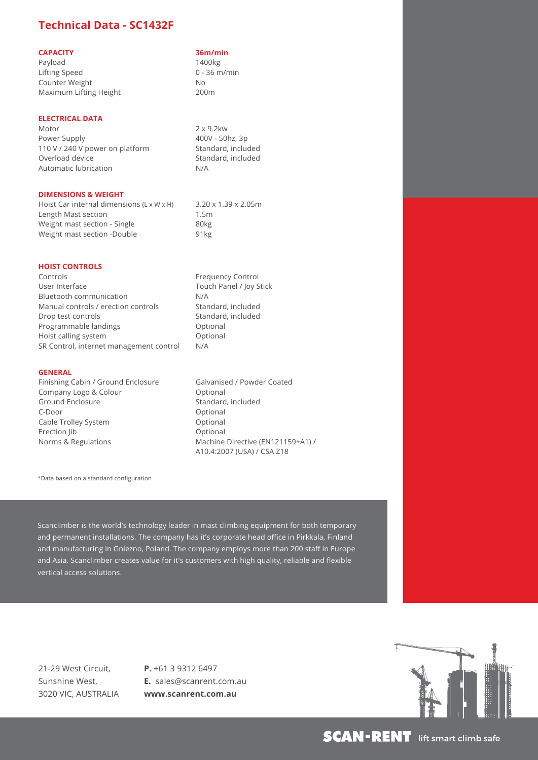# Technical Data - SC1432F

| | |
|---|---|
| **CAPACITY** | **36m/min** |
| Payload | 1400kg |
| Lifting Speed | 0 - 36 m/min |
| Counter Weight | No |
| Maximum Lifting Height | 200m |

| | |
|---|---|
| **ELECTRICAL DATA** | |
| Motor | 2 x 9.2kw |
| Power Supply | 400V - 50hz, 3p |
| 110 V / 240 V power on platform | Standard, included |
| Overload device | Standard, included |
| Automatic lubrication | N/A |

| | |
|---|---|
| **DIMENSIONS & WEIGHT** | |
| Hoist Car internal dimensions (L x W x H) | 3.20 x 1.39 x 2.05m |
| Length Mast section | 1.5m |
| Weight mast section - Single | 80kg |
| Weight mast section -Double | 91kg |

| | |
|---|---|
| **HOIST CONTROLS** | |
| Controls | Frequency Control |
| User Interface | Touch Panel / Joy Stick |
| Bluetooth communication | N/A |
| Manual controls / erection controls | Standard, included |
| Drop test controls | Standard, included |
| Programmable landings | Optional |
| Hoist calling system | Optional |
| SR Control, internet management control | N/A |

| | |
|---|---|
| **GENERAL** | |
| Finishing Cabin / Ground Enclosure | Galvanised / Powder Coated |
| Company Logo & Colour | Optional |
| Ground Enclosure | Standard, included |
| C-Door | Optional |
| Cable Trolley System | Optional |
| Erection Jib | Optional |
| Norms & Regulations | Machine Directive (EN121159+A1) / A10.4:2007 (USA) / CSA Z18 |

*Data based on a standard configuration

Scanclimber is the world's technology leader in mast climbing equipment for both temporary and permanent installations. The company has it's corporate head office in Pirkkala, Finland and manufacturing in Gniezno, Poland. The company employs more than 200 staff in Europe and Asia. Scanclimber creates value for it's customers with high quality, reliable and flexible vertical access solutions.

21-29 West Circuit,
Sunshine West,
3020 VIC, AUSTRALIA

**P.** +61 3 9312 6497
**E.** sales@scanrent.com.au
**www.scanrent.com.au**

**SCAN-RENT** lift smart climb safe